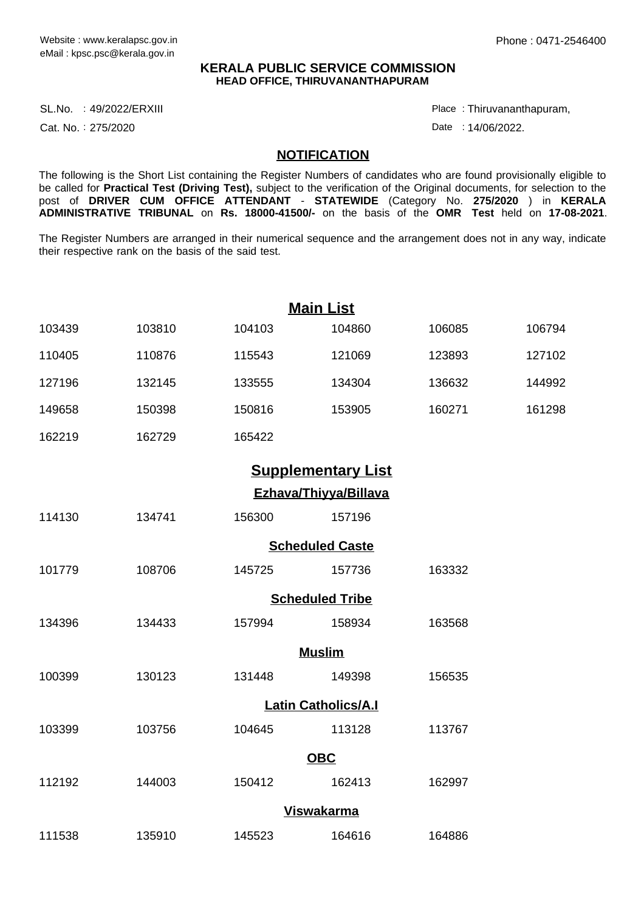Website : www.keralapsc.gov.in
eMail : kpsc.psc@kerala.gov.in

Phone : 0471-2546400

**KERALA PUBLIC SERVICE COMMISSION**
**HEAD OFFICE, THIRUVANANTHAPURAM**

SL.No. : 49/2022/ERXIII
Cat. No. : 275/2020

Place : Thiruvananthapuram,
Date : 14/06/2022.

## NOTIFICATION

The following is the Short List containing the Register Numbers of candidates who are found provisionally eligible to be called for **Practical Test (Driving Test),** subject to the verification of the Original documents, for selection to the post of **DRIVER CUM OFFICE ATTENDANT** - **STATEWIDE** (Category No. **275/2020** ) in **KERALA ADMINISTRATIVE TRIBUNAL** on **Rs. 18000-41500/-** on the basis of the **OMR Test** held on **17-08-2021**.

The Register Numbers are arranged in their numerical sequence and the arrangement does not in any way, indicate their respective rank on the basis of the said test.

### Main List

| | | | | | |
|---|---|---|---|---|---|
| 103439 | 103810 | 104103 | 104860 | 106085 | 106794 |
| 110405 | 110876 | 115543 | 121069 | 123893 | 127102 |
| 127196 | 132145 | 133555 | 134304 | 136632 | 144992 |
| 149658 | 150398 | 150816 | 153905 | 160271 | 161298 |
| 162219 | 162729 | 165422 | | | |

### Supplementary List

#### Ezhava/Thiyya/Billava

| | | | |
|---|---|---|---|
| 114130 | 134741 | 156300 | 157196 |

#### Scheduled Caste

| | | | | |
|---|---|---|---|---|
| 101779 | 108706 | 145725 | 157736 | 163332 |

#### Scheduled Tribe

| | | | | |
|---|---|---|---|---|
| 134396 | 134433 | 157994 | 158934 | 163568 |

#### Muslim

| | | | | |
|---|---|---|---|---|
| 100399 | 130123 | 131448 | 149398 | 156535 |

#### Latin Catholics/A.I

| | | | | |
|---|---|---|---|---|
| 103399 | 103756 | 104645 | 113128 | 113767 |

#### OBC

| | | | | |
|---|---|---|---|---|
| 112192 | 144003 | 150412 | 162413 | 162997 |

#### Viswakarma

| | | | | |
|---|---|---|---|---|
| 111538 | 135910 | 145523 | 164616 | 164886 |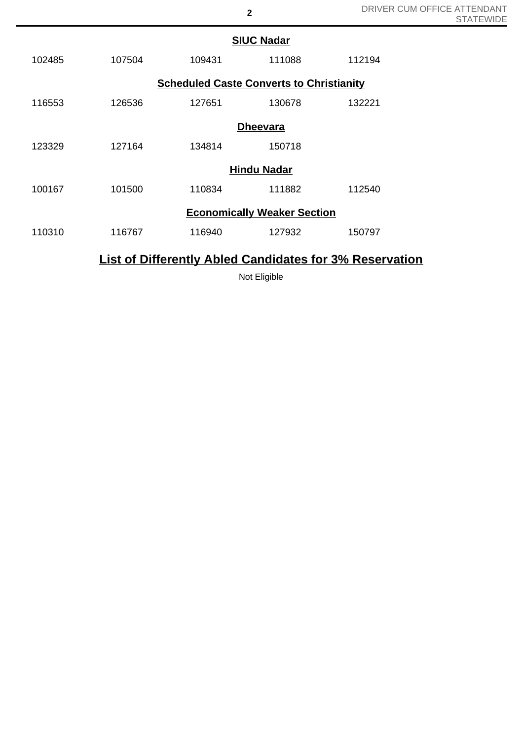### SIUC Nadar

| | | | | |
|---|---|---|---|---|
| 102485 | 107504 | 109431 | 111088 | 112194 |

### Scheduled Caste Converts to Christianity

| | | | | |
|---|---|---|---|---|
| 116553 | 126536 | 127651 | 130678 | 132221 |

### Dheevara

| | | | |
|---|---|---|---|
| 123329 | 127164 | 134814 | 150718 |

### Hindu Nadar

| | | | | |
|---|---|---|---|---|
| 100167 | 101500 | 110834 | 111882 | 112540 |

### Economically Weaker Section

| | | | | |
|---|---|---|---|---|
| 110310 | 116767 | 116940 | 127932 | 150797 |

## List of Differently Abled Candidates for 3% Reservation

Not Eligible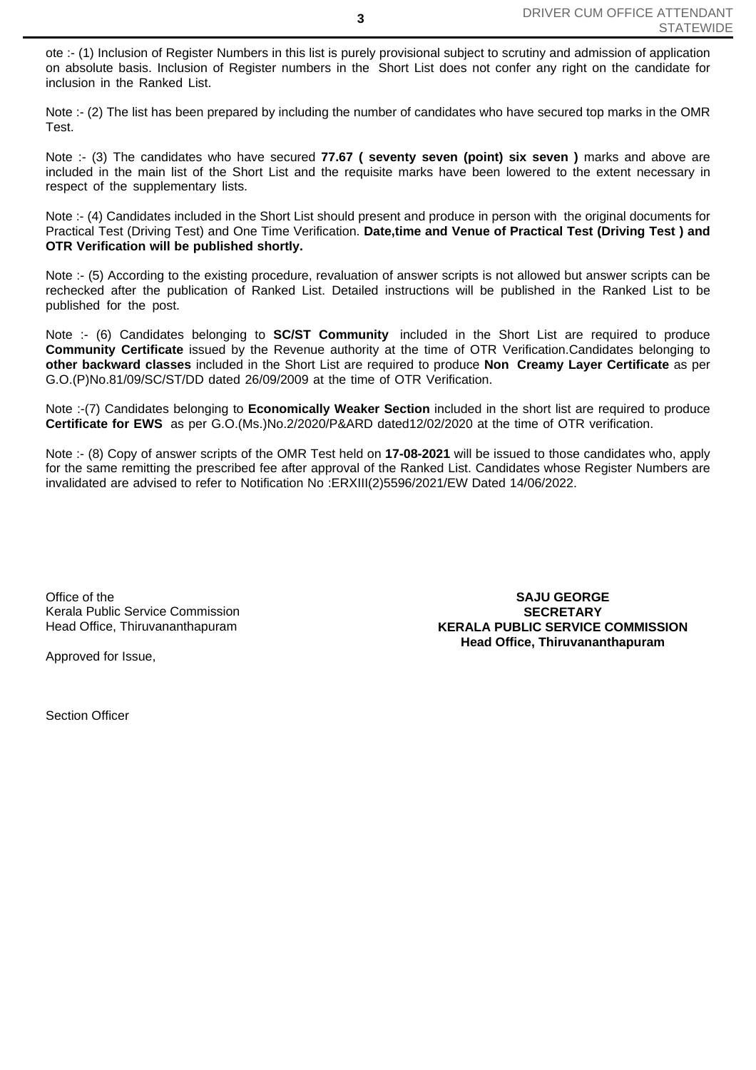ote :- (1) Inclusion of Register Numbers in this list is purely provisional subject to scrutiny and admission of application on absolute basis. Inclusion of Register numbers in the Short List does not confer any right on the candidate for inclusion in the Ranked List.

Note :- (2) The list has been prepared by including the number of candidates who have secured top marks in the OMR Test.

Note :- (3) The candidates who have secured **77.67 ( seventy seven (point) six seven )** marks and above are included in the main list of the Short List and the requisite marks have been lowered to the extent necessary in respect of the supplementary lists.

Note :- (4) Candidates included in the Short List should present and produce in person with the original documents for Practical Test (Driving Test) and One Time Verification. **Date,time and Venue of Practical Test (Driving Test ) and OTR Verification will be published shortly.**

Note :- (5) According to the existing procedure, revaluation of answer scripts is not allowed but answer scripts can be rechecked after the publication of Ranked List. Detailed instructions will be published in the Ranked List to be published for the post.

Note :- (6) Candidates belonging to **SC/ST Community** included in the Short List are required to produce **Community Certificate** issued by the Revenue authority at the time of OTR Verification.Candidates belonging to **other backward classes** included in the Short List are required to produce **Non Creamy Layer Certificate** as per G.O.(P)No.81/09/SC/ST/DD dated 26/09/2009 at the time of OTR Verification.

Note :-(7) Candidates belonging to **Economically Weaker Section** included in the short list are required to produce **Certificate for EWS** as per G.O.(Ms.)No.2/2020/P&ARD dated12/02/2020 at the time of OTR verification.

Note :- (8) Copy of answer scripts of the OMR Test held on **17-08-2021** will be issued to those candidates who, apply for the same remitting the prescribed fee after approval of the Ranked List. Candidates whose Register Numbers are invalidated are advised to refer to Notification No :ERXIII(2)5596/2021/EW Dated 14/06/2022.

Office of the
Kerala Public Service Commission
Head Office, Thiruvananthapuram

**SAJU GEORGE**
**SECRETARY**
**KERALA PUBLIC SERVICE COMMISSION**
**Head Office, Thiruvananthapuram**

Approved for Issue,

Section Officer